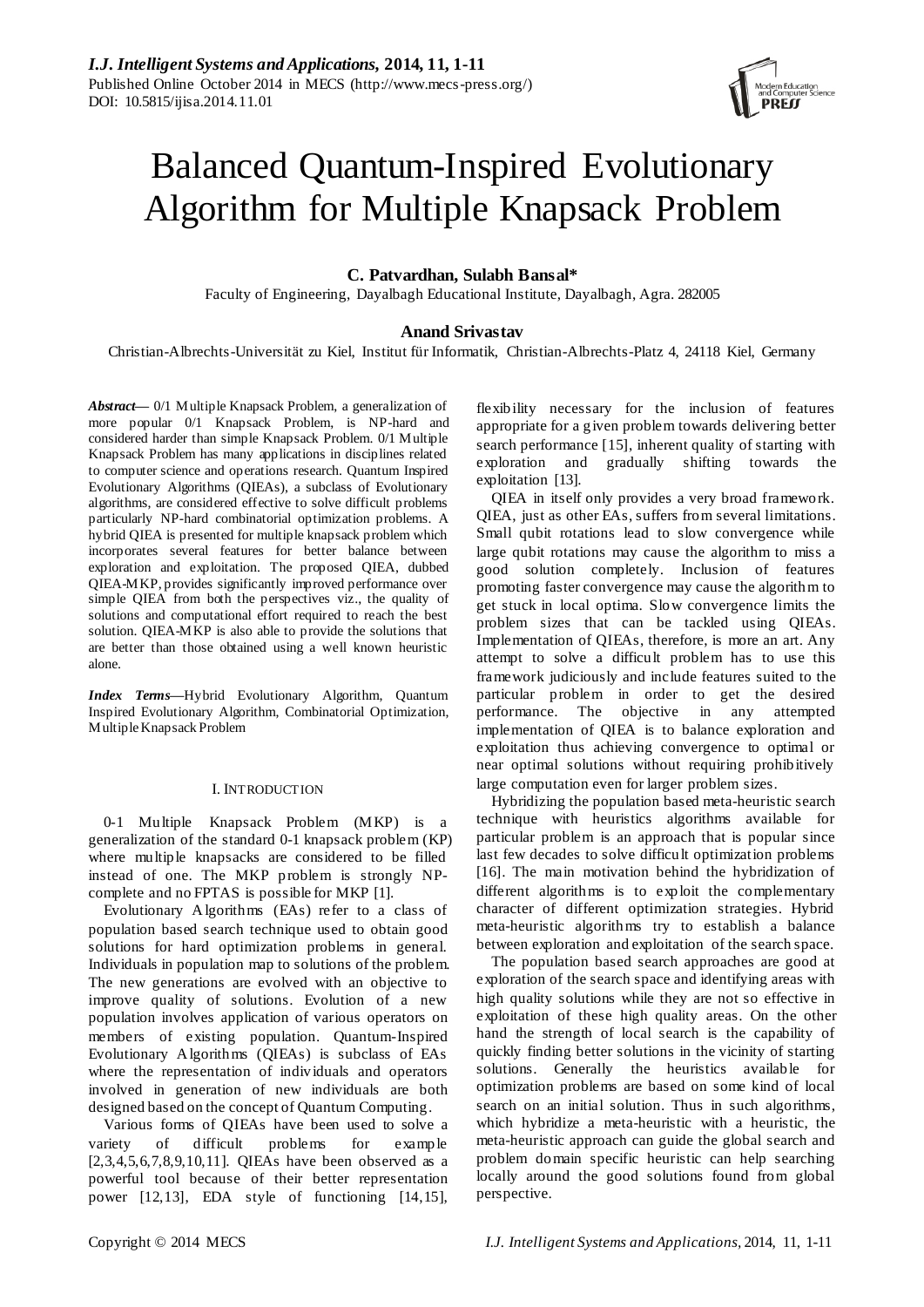# Balanced Quantum-Inspired Evolutionary Algorithm for Multiple Knapsack Problem

**C. Patvardhan, Sulabh Bansal***

Faculty of Engineering, Dayalbagh Educational Institute, Dayalbagh, Agra. 282005

**Anand Srivastav**

Christian-Albrechts-Universität zu Kiel, Institut für Informatik, Christian-Albrechts-Platz 4, 24118 Kiel, Germany

***Abstract*****—** 0/1 Multiple Knapsack Problem, a generalization of more popular 0/1 Knapsack Problem, is NP-hard and considered harder than simple Knapsack Problem. 0/1 Multiple Knapsack Problem has many applications in disciplines related to computer science and operations research. Quantum Inspired Evolutionary Algorithms (QIEAs), a subclass of Evolutionary algorithms, are considered effective to solve difficult problems particularly NP-hard combinatorial optimization problems. A hybrid QIEA is presented for multiple knapsack problem which incorporates several features for better balance between exploration and exploitation. The proposed QIEA, dubbed QIEA-MKP, provides significantly improved performance over simple QIEA from both the perspectives viz., the quality of solutions and computational effort required to reach the best solution. QIEA-MKP is also able to provide the solutions that are better than those obtained using a well known heuristic alone.

***Index Terms*****—**Hybrid Evolutionary Algorithm, Quantum Inspired Evolutionary Algorithm, Combinatorial Optimization, Multiple Knapsack Problem

## I. INTRODUCTION

0-1 Multiple Knapsack Problem (MKP) is a generalization of the standard 0-1 knapsack problem (KP) where multiple knapsacks are considered to be filled instead of one. The MKP problem is strongly NP-complete and no FPTAS is possible for MKP [1].

Evolutionary Algorithms (EAs) refer to a class of population based search technique used to obtain good solutions for hard optimization problems in general. Individuals in population map to solutions of the problem. The new generations are evolved with an objective to improve quality of solutions. Evolution of a new population involves application of various operators on members of existing population. Quantum-Inspired Evolutionary Algorithms (QIEAs) is subclass of EAs where the representation of individuals and operators involved in generation of new individuals are both designed based on the concept of Quantum Computing.

Various forms of QIEAs have been used to solve a variety of difficult problems for example [2,3,4,5,6,7,8,9,10,11]. QIEAs have been observed as a powerful tool because of their better representation power [12,13], EDA style of functioning [14,15], flexibility necessary for the inclusion of features appropriate for a given problem towards delivering better search performance [15], inherent quality of starting with exploration and gradually shifting towards the exploitation [13].

QIEA in itself only provides a very broad framework. QIEA, just as other EAs, suffers from several limitations. Small qubit rotations lead to slow convergence while large qubit rotations may cause the algorithm to miss a good solution completely. Inclusion of features promoting faster convergence may cause the algorithm to get stuck in local optima. Slow convergence limits the problem sizes that can be tackled using QIEAs. Implementation of QIEAs, therefore, is more an art. Any attempt to solve a difficult problem has to use this framework judiciously and include features suited to the particular problem in order to get the desired performance. The objective in any attempted implementation of QIEA is to balance exploration and exploitation thus achieving convergence to optimal or near optimal solutions without requiring prohibitively large computation even for larger problem sizes.

Hybridizing the population based meta-heuristic search technique with heuristics algorithms available for particular problem is an approach that is popular since last few decades to solve difficult optimization problems [16]. The main motivation behind the hybridization of different algorithms is to exploit the complementary character of different optimization strategies. Hybrid meta-heuristic algorithms try to establish a balance between exploration and exploitation of the search space.

The population based search approaches are good at exploration of the search space and identifying areas with high quality solutions while they are not so effective in exploitation of these high quality areas. On the other hand the strength of local search is the capability of quickly finding better solutions in the vicinity of starting solutions. Generally the heuristics available for optimization problems are based on some kind of local search on an initial solution. Thus in such algorithms, which hybridize a meta-heuristic with a heuristic, the meta-heuristic approach can guide the global search and problem domain specific heuristic can help searching locally around the good solutions found from global perspective.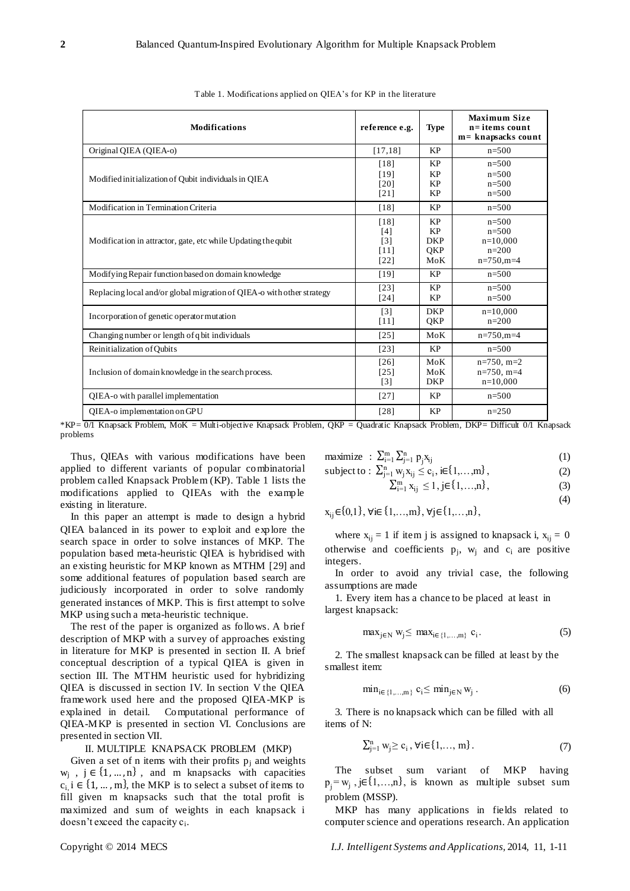Table 1. Modifications applied on QIEA's for KP in the literature

| Modifications | reference e.g. | Type | Maximum Size n= items count m= knapsacks count |
|---|---|---|---|
| Original QIEA (QIEA-o) | [17,18] | KP | n=500 |
| Modified initialization of Qubit individuals in QIEA | [18] [19] [20] [21] | KP KP KP KP | n=500 n=500 n=500 n=500 |
| Modification in Termination Criteria | [18] | KP | n=500 |
| Modification in attractor, gate, etc while Updating the qubit | [18] [4] [3] [11] [22] | KP KP DKP QKP MoK | n=500 n=500 n=10,000 n=200 n=750,m=4 |
| Modifying Repair function based on domain knowledge | [19] | KP | n=500 |
| Replacing local and/or global migration of QIEA-o with other strategy | [23] [24] | KP KP | n=500 n=500 |
| Incorporation of genetic operator mutation | [3] [11] | DKP QKP | n=10,000 n=200 |
| Changing number or length of q bit individuals | [25] | MoK | n=750,m=4 |
| Reinitialization of Qubits | [23] | KP | n=500 |
| Inclusion of domain knowledge in the search process. | [26] [25] [3] | MoK MoK DKP | n=750, m=2 n=750, m=4 n=10,000 |
| QIEA-o with parallel implementation | [27] | KP | n=500 |
| QIEA-o implementation on GPU | [28] | KP | n=250 |

*KP= 0/1 Knapsack Problem, MoK = Multi-objective Knapsack Problem, QKP = Quadratic Knapsack Problem, DKP= Difficult 0/1 Knapsack problems

Thus, QIEAs with various modifications have been applied to different variants of popular combinatorial problem called Knapsack Problem (KP). Table 1 lists the modifications applied to QIEAs with the example existing in literature.

In this paper an attempt is made to design a hybrid QIEA balanced in its power to exploit and explore the search space in order to solve instances of MKP. The population based meta-heuristic QIEA is hybridised with an existing heuristic for MKP known as MTHM [29] and some additional features of population based search are judiciously incorporated in order to solve randomly generated instances of MKP. This is first attempt to solve MKP using such a meta-heuristic technique.

The rest of the paper is organized as follows. A brief description of MKP with a survey of approaches existing in literature for MKP is presented in section II. A brief conceptual description of a typical QIEA is given in section III. The MTHM heuristic used for hybridizing QIEA is discussed in section IV. In section V the QIEA framework used here and the proposed QIEA-MKP is explained in detail. Computational performance of QIEA-MKP is presented in section VI. Conclusions are presented in section VII.

## II. MULTIPLE KNAPSACK PROBLEM (MKP)

Given a set of n items with their profits $p_j$ and weights $w_j$ , $j \in \{1, \dots, n\}$ , and m knapsacks with capacities $c_i$, $i \in \{1, \dots, m\}$, the MKP is to select a subset of items to fill given m knapsacks such that the total profit is maximized and sum of weights in each knapsack i doesn't exceed the capacity $c_i$.

$$\text{maximize} \ : \ \sum_{i=1}^{m} \sum_{j=1}^{n} p_j x_{ij} \tag{1}$$

$$\text{subject to} : \ \sum_{j=1}^{n} w_j x_{ij} \leq c_i, \ i \in \{1,\dots,m\}, \tag{2}$$

$$\sum_{i=1}^{m} x_{ij} \leq 1, \ j \in \{1,\dots,n\}, \tag{3}$$

$$x_{ij} \in \{0,1\}, \ \forall i \in \{1,\dots,m\}, \ \forall j \in \{1,\dots,n\}, \tag{4}$$

where $x_{ij} = 1$ if item j is assigned to knapsack i, $x_{ij} = 0$ otherwise and coefficients $p_j$, $w_j$ and $c_i$ are positive integers.

In order to avoid any trivial case, the following assumptions are made

1. Every item has a chance to be placed at least in largest knapsack:

$$\max_{j \in N} w_j \leq \max_{i \in \{1,\dots,m\}} c_i . \tag{5}$$

2. The smallest knapsack can be filled at least by the smallest item:

$$\min_{i \in \{1,\dots,m\}} c_i \leq \min_{j \in N} w_j . \tag{6}$$

3. There is no knapsack which can be filled with all items of N:

$$\sum_{j=1}^{n} w_j \geq c_i , \ \forall i \in \{1,\dots, m\}. \tag{7}$$

The subset sum variant of MKP having $p_j = w_j$ , $j \in \{1,\dots,n\}$, is known as multiple subset sum problem (MSSP).

MKP has many applications in fields related to computer science and operations research. An application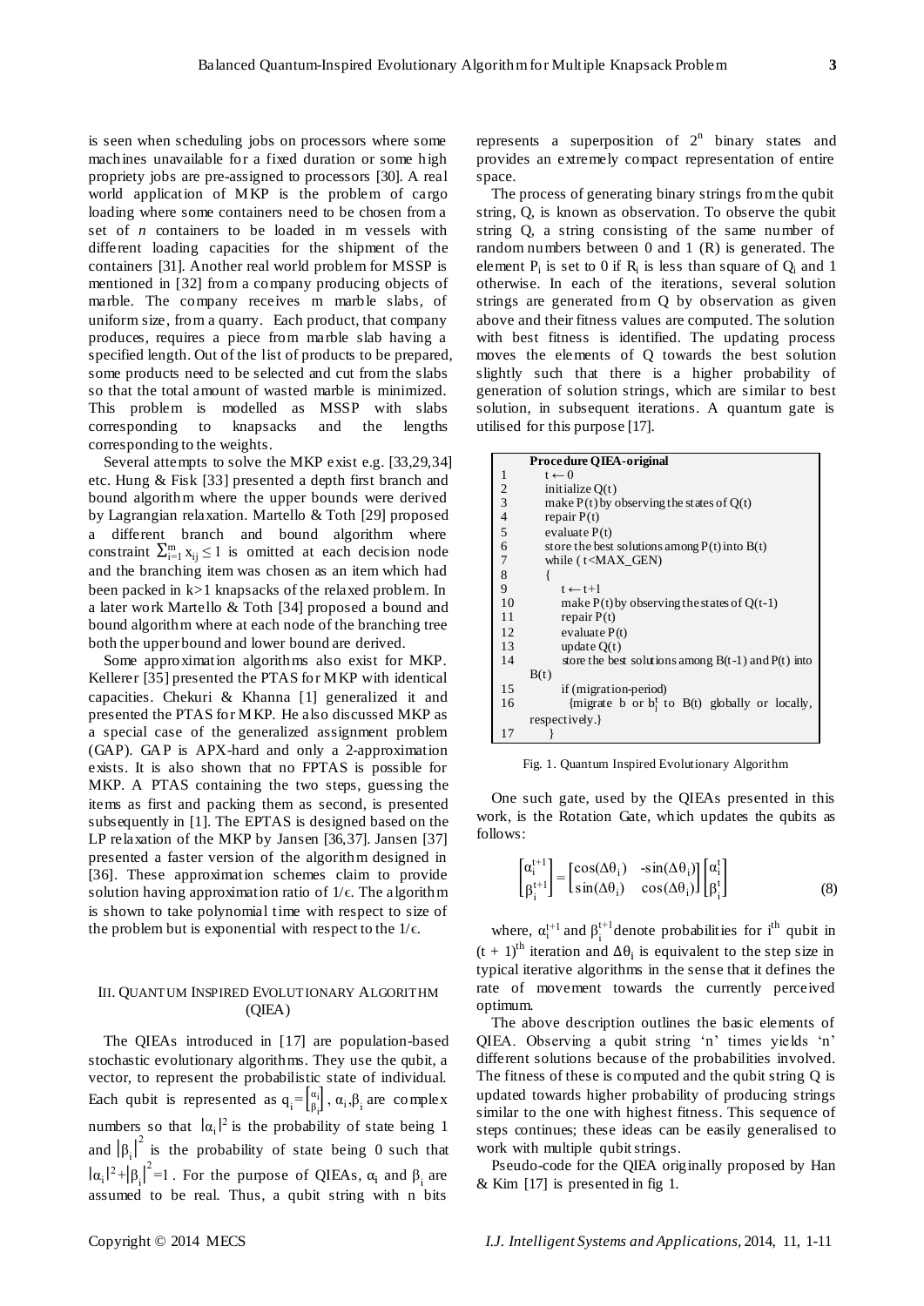is seen when scheduling jobs on processors where some machines unavailable for a fixed duration or some high propriety jobs are pre-assigned to processors [30]. A real world application of MKP is the problem of cargo loading where some containers need to be chosen from a set of *n* containers to be loaded in m vessels with different loading capacities for the shipment of the containers [31]. Another real world problem for MSSP is mentioned in [32] from a company producing objects of marble. The company receives m marble slabs, of uniform size, from a quarry. Each product, that company produces, requires a piece from marble slab having a specified length. Out of the list of products to be prepared, some products need to be selected and cut from the slabs so that the total amount of wasted marble is minimized. This problem is modelled as MSSP with slabs corresponding to knapsacks and the lengths corresponding to the weights.

Several attempts to solve the MKP exist e.g. [33,29,34] etc. Hung & Fisk [33] presented a depth first branch and bound algorithm where the upper bounds were derived by Lagrangian relaxation. Martello & Toth [29] proposed a different branch and bound algorithm where constraint $\sum_{i=1}^{m} x_{ij} \leq 1$ is omitted at each decision node and the branching item was chosen as an item which had been packed in k>1 knapsacks of the relaxed problem. In a later work Martello & Toth [34] proposed a bound and bound algorithm where at each node of the branching tree both the upper bound and lower bound are derived.

Some approximation algorithms also exist for MKP. Kellerer [35] presented the PTAS for MKP with identical capacities. Chekuri & Khanna [1] generalized it and presented the PTAS for MKP. He also discussed MKP as a special case of the generalized assignment problem (GAP). GAP is APX-hard and only a 2-approximation exists. It is also shown that no FPTAS is possible for MKP. A PTAS containing the two steps, guessing the items as first and packing them as second, is presented subsequently in [1]. The EPTAS is designed based on the LP relaxation of the MKP by Jansen [36,37]. Jansen [37] presented a faster version of the algorithm designed in [36]. These approximation schemes claim to provide solution having approximation ratio of $1/\epsilon$. The algorithm is shown to take polynomial time with respect to size of the problem but is exponential with respect to the $1/\epsilon$.

## III. Quantum Inspired Evolutionary Algorithm (QIEA)

The QIEAs introduced in [17] are population-based stochastic evolutionary algorithms. They use the qubit, a vector, to represent the probabilistic state of individual. Each qubit is represented as $q_i = \begin{bmatrix} \alpha_i \\ \beta_i \end{bmatrix}$, $\alpha_i, \beta_i$ are complex numbers so that $|\alpha_i|^2$ is the probability of state being 1 and $|\beta_i|^2$ is the probability of state being 0 such that $|\alpha_i|^2 + |\beta_i|^2 = 1$. For the purpose of QIEAs, $\alpha_i$ and $\beta_i$ are assumed to be real. Thus, a qubit string with n bits represents a superposition of $2^n$ binary states and provides an extremely compact representation of entire space.

The process of generating binary strings from the qubit string, Q, is known as observation. To observe the qubit string Q, a string consisting of the same number of random numbers between 0 and 1 (R) is generated. The element $P_i$ is set to 0 if $R_i$ is less than square of $Q_i$ and 1 otherwise. In each of the iterations, several solution strings are generated from Q by observation as given above and their fitness values are computed. The solution with best fitness is identified. The updating process moves the elements of Q towards the best solution slightly such that there is a higher probability of generation of solution strings, which are similar to best solution, in subsequent iterations. A quantum gate is utilised for this purpose [17].

```
    Procedure QIEA-original
1     t ← 0
2     initialize Q(t)
3     make P(t) by observing the states of Q(t)
4     repair P(t)
5     evaluate P(t)
6     store the best solutions among P(t) into B(t)
7     while ( t<MAX_GEN)
8     {
9        t ← t+1
10       make P(t) by observing the states of Q(t-1)
11       repair P(t)
12       evaluate P(t)
13       update Q(t)
14       store the best solutions among B(t-1) and P(t) into B(t)
15       if (migration-period)
16         {migrate b or b_j^t to B(t) globally or locally, respectively.}
17    }
```

Fig. 1. Quantum Inspired Evolutionary Algorithm

One such gate, used by the QIEAs presented in this work, is the Rotation Gate, which updates the qubits as follows:

$$\begin{bmatrix} \alpha_i^{t+1} \\ \beta_i^{t+1} \end{bmatrix} = \begin{bmatrix} \cos(\Delta\theta_i) & -\sin(\Delta\theta_i) \\ \sin(\Delta\theta_i) & \cos(\Delta\theta_i) \end{bmatrix} \begin{bmatrix} \alpha_i^{t} \\ \beta_i^{t} \end{bmatrix} \tag{8}$$

where, $\alpha_i^{t+1}$ and $\beta_i^{t+1}$ denote probabilities for $i^{th}$ qubit in $(t+1)^{th}$ iteration and $\Delta\theta_i$ is equivalent to the step size in typical iterative algorithms in the sense that it defines the rate of movement towards the currently perceived optimum.

The above description outlines the basic elements of QIEA. Observing a qubit string 'n' times yields 'n' different solutions because of the probabilities involved. The fitness of these is computed and the qubit string Q is updated towards higher probability of producing strings similar to the one with highest fitness. This sequence of steps continues; these ideas can be easily generalised to work with multiple qubit strings.

Pseudo-code for the QIEA originally proposed by Han & Kim [17] is presented in fig 1.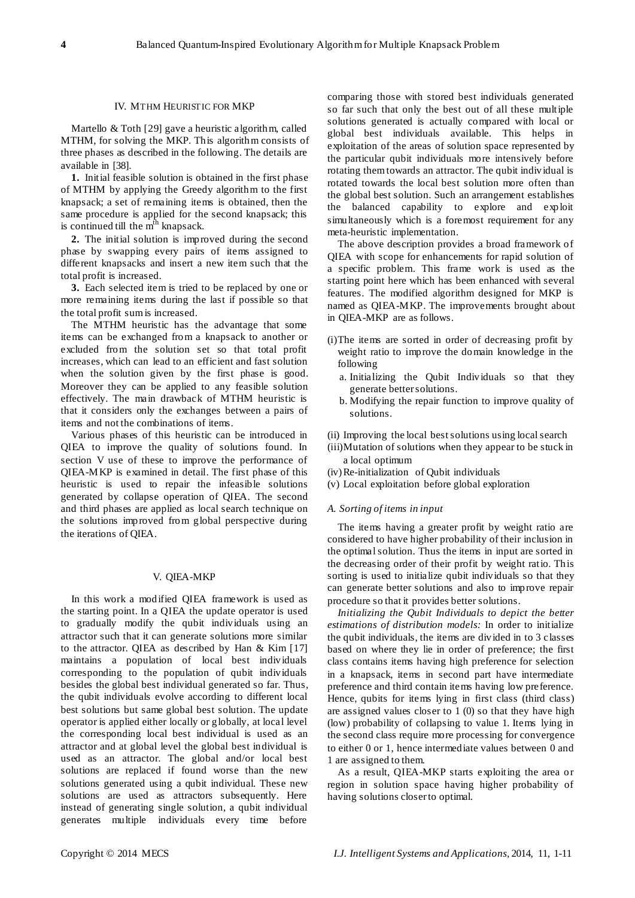## IV. MTHM Heuristic for MKP

Martello & Toth [29] gave a heuristic algorithm, called MTHM, for solving the MKP. This algorithm consists of three phases as described in the following. The details are available in [38].

**1.** Initial feasible solution is obtained in the first phase of MTHM by applying the Greedy algorithm to the first knapsack; a set of remaining items is obtained, then the same procedure is applied for the second knapsack; this is continued till the $m^{th}$ knapsack.

**2.** The initial solution is improved during the second phase by swapping every pairs of items assigned to different knapsacks and insert a new item such that the total profit is increased.

**3.** Each selected item is tried to be replaced by one or more remaining items during the last if possible so that the total profit sum is increased.

The MTHM heuristic has the advantage that some items can be exchanged from a knapsack to another or excluded from the solution set so that total profit increases, which can lead to an efficient and fast solution when the solution given by the first phase is good. Moreover they can be applied to any feasible solution effectively. The main drawback of MTHM heuristic is that it considers only the exchanges between a pairs of items and not the combinations of items.

Various phases of this heuristic can be introduced in QIEA to improve the quality of solutions found. In section V use of these to improve the performance of QIEA-MKP is examined in detail. The first phase of this heuristic is used to repair the infeasible solutions generated by collapse operation of QIEA. The second and third phases are applied as local search technique on the solutions improved from global perspective during the iterations of QIEA.

## V. QIEA-MKP

In this work a modified QIEA framework is used as the starting point. In a QIEA the update operator is used to gradually modify the qubit individuals using an attractor such that it can generate solutions more similar to the attractor. QIEA as described by Han & Kim [17] maintains a population of local best individuals corresponding to the population of qubit individuals besides the global best individual generated so far. Thus, the qubit individuals evolve according to different local best solutions but same global best solution. The update operator is applied either locally or globally, at local level the corresponding local best individual is used as an attractor and at global level the global best individual is used as an attractor. The global and/or local best solutions are replaced if found worse than the new solutions generated using a qubit individual. These new solutions are used as attractors subsequently. Here instead of generating single solution, a qubit individual generates multiple individuals every time before comparing those with stored best individuals generated so far such that only the best out of all these multiple solutions generated is actually compared with local or global best individuals available. This helps in exploitation of the areas of solution space represented by the particular qubit individuals more intensively before rotating them towards an attractor. The qubit individual is rotated towards the local best solution more often than the global best solution. Such an arrangement establishes the balanced capability to explore and exploit simultaneously which is a foremost requirement for any meta-heuristic implementation.

The above description provides a broad framework of QIEA with scope for enhancements for rapid solution of a specific problem. This frame work is used as the starting point here which has been enhanced with several features. The modified algorithm designed for MKP is named as QIEA-MKP. The improvements brought about in QIEA-MKP are as follows.

(i) The items are sorted in order of decreasing profit by weight ratio to improve the domain knowledge in the following
   a. Initializing the Qubit Individuals so that they generate better solutions.
   b. Modifying the repair function to improve quality of solutions.

(ii) Improving the local best solutions using local search
(iii) Mutation of solutions when they appear to be stuck in a local optimum
(iv) Re-initialization of Qubit individuals
(v) Local exploitation before global exploration

### A. Sorting of items in input

The items having a greater profit by weight ratio are considered to have higher probability of their inclusion in the optimal solution. Thus the items in input are sorted in the decreasing order of their profit by weight ratio. This sorting is used to initialize qubit individuals so that they can generate better solutions and also to improve repair procedure so that it provides better solutions.

*Initializing the Qubit Individuals to depict the better estimations of distribution models:* In order to initialize the qubit individuals, the items are divided in to 3 classes based on where they lie in order of preference; the first class contains items having high preference for selection in a knapsack, items in second part have intermediate preference and third contain items having low preference. Hence, qubits for items lying in first class (third class) are assigned values closer to 1 (0) so that they have high (low) probability of collapsing to value 1. Items lying in the second class require more processing for convergence to either 0 or 1, hence intermediate values between 0 and 1 are assigned to them.

As a result, QIEA-MKP starts exploiting the area or region in solution space having higher probability of having solutions closer to optimal.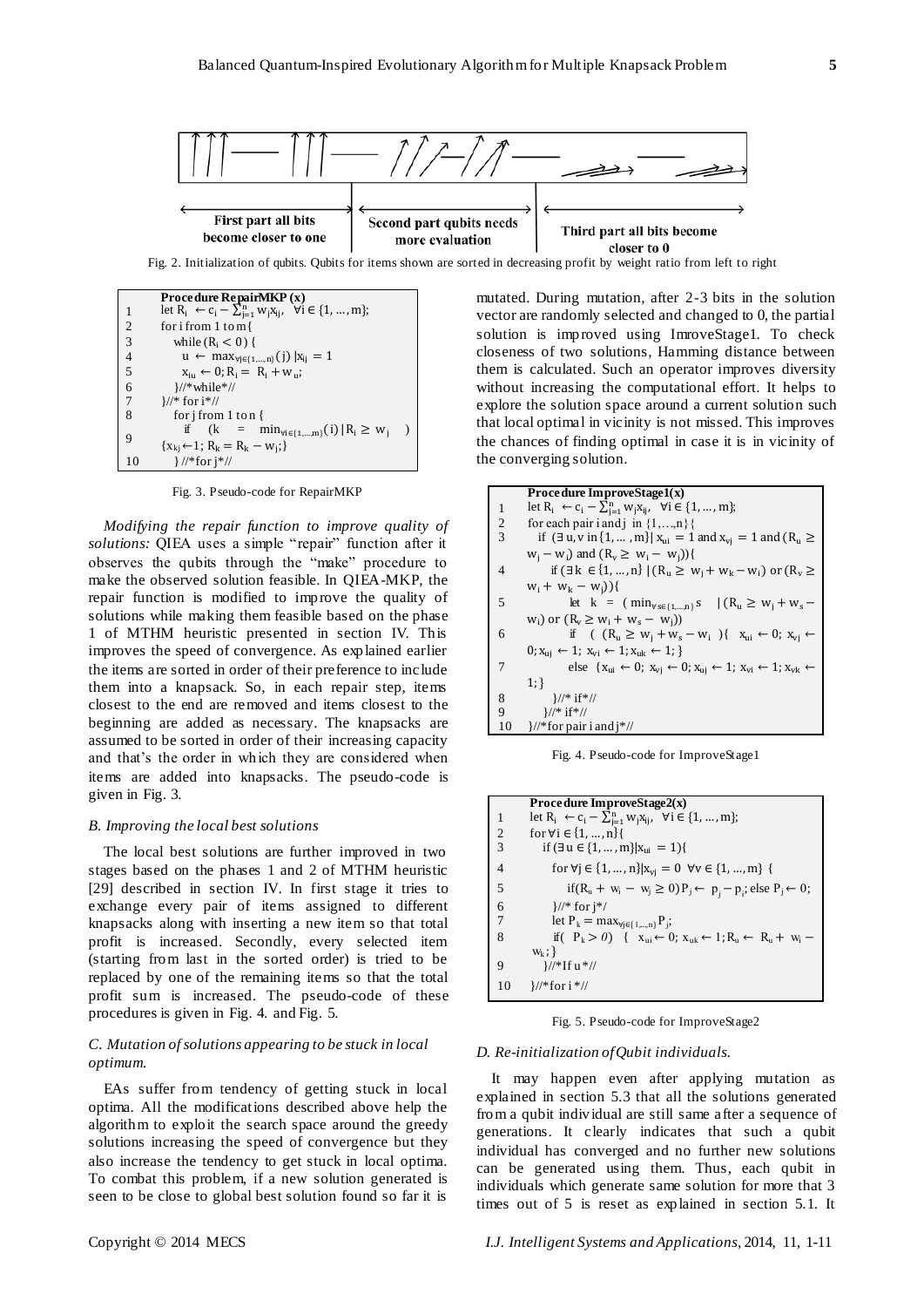First part all bits become closer to one | Second part qubits needs more evaluation | Third part all bits become closer to 0

Fig. 2. Initialization of qubits. Qubits for items shown are sorted in decreasing profit by weight ratio from left to right

```
   Procedure RepairMKP (x)
1  let R_i ← c_i − Σ_{j=1}^{n} w_j x_ij,  ∀i ∈ {1, …, m};
2  for i from 1 to m{
3     while (R_i < 0) {
4       u ← max_{∀j∈{1,…,n}}(j) | x_ij = 1
5       x_iu ← 0; R_i = R_i + w_u;
6     }//*while*//
7  }//* for i*//
8     for j from 1 to n {
9       if  (k  =  min_{∀i∈{1,…,m}}(i) | R_i ≥ w_j  )
        {x_kj ← 1; R_k = R_k − w_j;}
10    } //*for j*//
```

Fig. 3. Pseudo-code for RepairMKP

*Modifying the repair function to improve quality of solutions:* QIEA uses a simple "repair" function after it observes the qubits through the "make" procedure to make the observed solution feasible. In QIEA-MKP, the repair function is modified to improve the quality of solutions while making them feasible based on the phase 1 of MTHM heuristic presented in section IV. This improves the speed of convergence. As explained earlier the items are sorted in order of their preference to include them into a knapsack. So, in each repair step, items closest to the end are removed and items closest to the beginning are added as necessary. The knapsacks are assumed to be sorted in order of their increasing capacity and that's the order in which they are considered when items are added into knapsacks. The pseudo-code is given in Fig. 3.

### *B. Improving the local best solutions*

The local best solutions are further improved in two stages based on the phases 1 and 2 of MTHM heuristic [29] described in section IV. In first stage it tries to exchange every pair of items assigned to different knapsacks along with inserting a new item so that total profit is increased. Secondly, every selected item (starting from last in the sorted order) is tried to be replaced by one of the remaining items so that the total profit sum is increased. The pseudo-code of these procedures is given in Fig. 4. and Fig. 5.

### *C. Mutation of solutions appearing to be stuck in local optimum.*

EAs suffer from tendency of getting stuck in local optima. All the modifications described above help the algorithm to exploit the search space around the greedy solutions increasing the speed of convergence but they also increase the tendency to get stuck in local optima. To combat this problem, if a new solution generated is seen to be close to global best solution found so far it is mutated. During mutation, after 2-3 bits in the solution vector are randomly selected and changed to 0, the partial solution is improved using ImroveStage1. To check closeness of two solutions, Hamming distance between them is calculated. Such an operator improves diversity without increasing the computational effort. It helps to explore the solution space around a current solution such that local optimal in vicinity is not missed. This improves the chances of finding optimal in case it is in vicinity of the converging solution.

```
   Procedure ImproveStage1(x)
1  let R_i ← c_i − Σ_{j=1}^{n} w_j x_ij,  ∀i ∈ {1, …, m};
2  for each pair i and j in {1,…,n}{
3    if (∃ u, v in {1, … , m}| x_ui = 1 and x_vj = 1 and (R_u ≥
     w_j − w_i) and (R_v ≥ w_i − w_j)){
4      if (∃ k ∈ {1, …, n} | (R_u ≥ w_j + w_k − w_i) or (R_v ≥
       w_i + w_k − w_j)){
5        let k = ( min_{∀s∈{1,…,n}} s  | (R_u ≥ w_j + w_s −
         w_i) or (R_v ≥ w_i + w_s − w_j))
6        if ( (R_u ≥ w_j + w_s − w_i ){ x_ui ← 0; x_vj ←
         0; x_uj ← 1; x_vi ← 1; x_uk ← 1; }
7        else {x_ui ← 0; x_vj ← 0; x_uj ← 1; x_vi ← 1; x_vk ←
         1;}
8      }//* if*//
9    }//* if*//
10 }//*for pair i and j*//
```

Fig. 4. Pseudo-code for ImproveStage1

```
   Procedure ImproveStage2(x)
1  let R_i ← c_i − Σ_{j=1}^{n} w_j x_ij,  ∀i ∈ {1, …, m};
2  for ∀i ∈ {1, …, n}{
3    if (∃ u ∈ {1, … , m}|x_ui = 1){
4      for ∀j ∈ {1, …, n}|x_vj = 0  ∀v ∈ {1, …, m} {
5        if(R_u + w_i − w_j ≥ 0) P_j ← p_j − p_i; else P_j ← 0;
6      }//* for j*/
7      let P_k = max_{∀j∈{1,…,n}} P_j;
8      if( P_k > 0) { x_ui ← 0; x_uk ← 1; R_u ← R_u + w_i −
       w_k;}
9    }//*If u*//
10 }//*for i *//
```

Fig. 5. Pseudo-code for ImproveStage2

### *D. Re-initialization of Qubit individuals.*

It may happen even after applying mutation as explained in section 5.3 that all the solutions generated from a qubit individual are still same after a sequence of generations. It clearly indicates that such a qubit individual has converged and no further new solutions can be generated using them. Thus, each qubit in individuals which generate same solution for more that 3 times out of 5 is reset as explained in section 5.1. It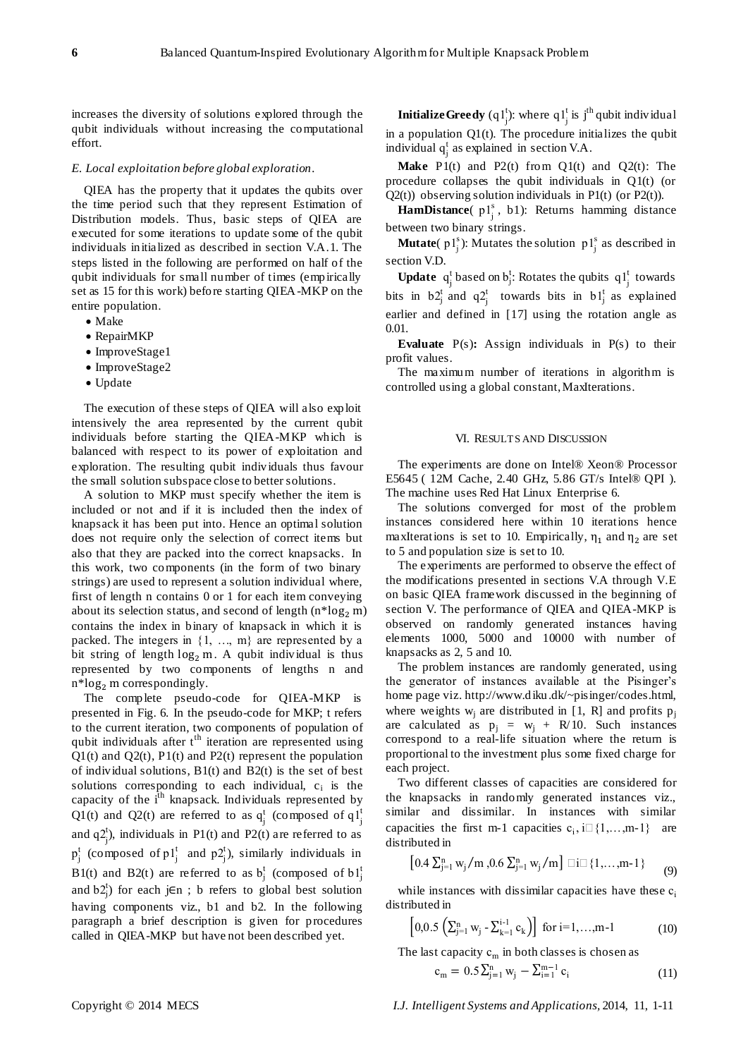increases the diversity of solutions explored through the qubit individuals without increasing the computational effort.

### *E. Local exploitation before global exploration.*

QIEA has the property that it updates the qubits over the time period such that they represent Estimation of Distribution models. Thus, basic steps of QIEA are executed for some iterations to update some of the qubit individuals initialized as described in section V.A.1. The steps listed in the following are performed on half of the qubit individuals for small number of times (empirically set as 15 for this work) before starting QIEA-MKP on the entire population.

- Make
- RepairMKP
- ImproveStage1
- ImproveStage2
- Update

The execution of these steps of QIEA will also exploit intensively the area represented by the current qubit individuals before starting the QIEA-MKP which is balanced with respect to its power of exploitation and exploration. The resulting qubit individuals thus favour the small solution subspace close to better solutions.

A solution to MKP must specify whether the item is included or not and if it is included then the index of knapsack it has been put into. Hence an optimal solution does not require only the selection of correct items but also that they are packed into the correct knapsacks. In this work, two components (in the form of two binary strings) are used to represent a solution individual where, first of length n contains 0 or 1 for each item conveying about its selection status, and second of length ($n*\log_2 m$) contains the index in binary of knapsack in which it is packed. The integers in {1, …, m} are represented by a bit string of length $\log_2 m$. A qubit individual is thus represented by two components of lengths n and $n*\log_2 m$ correspondingly.

The complete pseudo-code for QIEA-MKP is presented in Fig. 6. In the pseudo-code for MKP; t refers to the current iteration, two components of population of qubit individuals after $t^{th}$ iteration are represented using Q1(t) and Q2(t), P1(t) and P2(t) represent the population of individual solutions, B1(t) and B2(t) is the set of best solutions corresponding to each individual, $c_i$ is the capacity of the $i^{th}$ knapsack. Individuals represented by Q1(t) and Q2(t) are referred to as $q_j^t$ (composed of $q1_j^t$ and $q2_j^t$), individuals in P1(t) and P2(t) are referred to as $p_j^t$ (composed of $p1_j^t$ and $p2_j^t$), similarly individuals in B1(t) and B2(t) are referred to as $b_j^t$ (composed of $b1_j^t$ and $b2_j^t$) for each j∈n ; b refers to global best solution having components viz., b1 and b2. In the following paragraph a brief description is given for procedures called in QIEA-MKP but have not been described yet.

**InitializeGreedy** ($q1_j^t$): where $q1_j^t$ is $j^{th}$ qubit individual in a population Q1(t). The procedure initializes the qubit individual $q_j^t$ as explained in section V.A.

**Make** P1(t) and P2(t) from Q1(t) and Q2(t): The procedure collapses the qubit individuals in Q1(t) (or Q2(t)) observing solution individuals in P1(t) (or P2(t)).

**HamDistance**( $p1_j^s$ , b1): Returns hamming distance between two binary strings.

**Mutate**( $p1_j^s$ ): Mutates the solution $p1_j^s$ as described in section V.D.

**Update** $q_j^t$ based on $b_j^t$: Rotates the qubits $q1_j^t$ towards bits in $b2_j^t$ and $q2_j^t$ towards bits in $b1_j^t$ as explained earlier and defined in [17] using the rotation angle as 0.01.

**Evaluate** P(s)**:** Assign individuals in P(s) to their profit values.

The maximum number of iterations in algorithm is controlled using a global constant, MaxIterations.

## VI. Results and Discussion

The experiments are done on Intel® Xeon® Processor E5645 ( 12M Cache, 2.40 GHz, 5.86 GT/s Intel® QPI ). The machine uses Red Hat Linux Enterprise 6.

The solutions converged for most of the problem instances considered here within 10 iterations hence maxIterations is set to 10. Empirically, $\eta_1$ and $\eta_2$ are set to 5 and population size is set to 10.

The experiments are performed to observe the effect of the modifications presented in sections V.A through V.E on basic QIEA framework discussed in the beginning of section V. The performance of QIEA and QIEA-MKP is observed on randomly generated instances having elements 1000, 5000 and 10000 with number of knapsacks as 2, 5 and 10.

The problem instances are randomly generated, using the generator of instances available at the Pisinger's home page viz. http://www.diku.dk/~pisinger/codes.html, where weights $w_j$ are distributed in [1, R] and profits $p_j$ are calculated as $p_j = w_j + R/10$. Such instances correspond to a real-life situation where the return is proportional to the investment plus some fixed charge for each project.

Two different classes of capacities are considered for the knapsacks in randomly generated instances viz., similar and dissimilar. In instances with similar capacities the first m-1 capacities $c_i, i \in \{1,\dots,m-1\}$ are distributed in

$$\left[0.4 \sum_{j=1}^{n} w_j/m ,0.6 \sum_{j=1}^{n} w_j/m\right] \; i \in \{1,\dots,m-1\} \tag{9}$$

while instances with dissimilar capacities have these $c_i$ distributed in

$$\left[0,0.5 \left(\sum_{j=1}^{n} w_j - \sum_{k=1}^{i-1} c_k\right)\right] \text{ for } i=1,\dots,m-1 \tag{10}$$

The last capacity $c_m$ in both classes is chosen as

$$c_m = 0.5\sum_{j=1}^{n} w_j - \sum_{i=1}^{m-1} c_i \tag{11}$$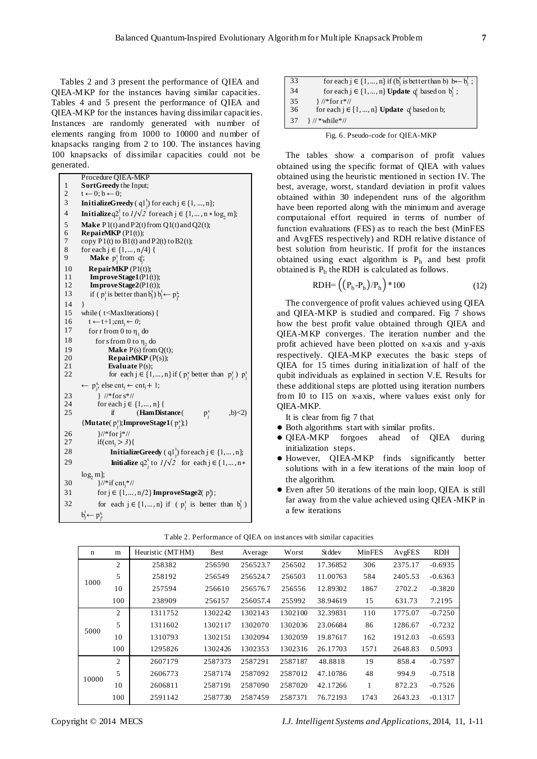Tables 2 and 3 present the performance of QIEA and QIEA-MKP for the instances having similar capacities. Tables 4 and 5 present the performance of QIEA and QIEA-MKP for the instances having dissimilar capacities. Instances are randomly generated with number of elements ranging from 1000 to 10000 and number of knapsacks ranging from 2 to 100. The instances having 100 knapsacks of dissimilar capacities could not be generated.

```
     Procedure QIEA-MKP
1    SortGreedy the Input;
2    t ← 0; b ← 0;
3    InitializeGreedy ( q1_j^t) for each j ∈ {1, ..., n};
4    Initialize q2_j^t to 1/√2 for each j ∈ {1, ... , n * log_2 m};
5    Make P1(t) and P2(t) from Q1(t) and Q2(t);
6    RepairMKP (P1(t));
7    copy P1(t) to B1(t) and P2(t) to B2(t);
8    for each j ∈ {1, ... , n/4} {
9        Make p_j^t from q_j^t;
10       RepairMKP (P1(t));
11       ImproveStage1(P1(t));
12       ImproveStage2(P1(t));
13       if ( p_j^t is better than b_j^t) b_j^t ← p_j^t;
14   }
15   while ( t<MaxIterations) {
16     t ← t+1;cnt_j ← 0;
17     for r from 0 to η_1 do
18       for s from 0 to η_2 do
19          Make P(s) from Q(t);
20          RepairMKP (P(s));
21          Evaluate P(s);
22          for each j ∈ {1, ... , n} if ( p_j^s better than p_j^t ) p_j^t
         ← p_j^s; else cnt_j ← cnt_j + 1;
23       } //*for s*//
24       for each j ∈ {1, ... , n} {
25          if (HamDistance( p_j^s ,b)<2)
         {Mutate( p_j^s);ImproveStage1( p_j^s);}
26       }//*for j*//
27       if(cnt_j > 3){
28          InitializeGreedy ( q1_j^t) for each j ∈ {1, ... , n};
29          Initialize q2_j^t to 1/√2 for each j ∈ {1, ... , n *
         log_2 m};
30       }//*if cnt_j*//
31       for j ∈ {1, ... , n/2} ImproveStage2( p_j^t);
32       for each j ∈ {1, ... , n} if ( p_j^t is better than b_j^t )
         b_j^t ← p_j^t;
33       for each j ∈ {1, ... , n} if (b_j^t is better than b) b← b_j^t ;
34       for each j ∈ {1, ... , n} Update q_j^t based on b_j^t ;
35     } //*for r*//
36     for each j ∈ {1, ... , n} Update q_j^t based on b;
37   } // *while*//
```

Fig. 6. Pseudo-code for QIEA-MKP

The tables show a comparison of profit values obtained using the specific format of QIEA with values obtained using the heuristic mentioned in section IV. The best, average, worst, standard deviation in profit values obtained within 30 independent runs of the algorithm have been reported along with the minimum and average computaional effort required in terms of number of function evaluations (FES) as to reach the best (MinFES and AvgFES respectively) and RDH relative distance of best solution from heuristic. If profit for the instances obtained using exact algorithm is $P_h$ and best profit obtained is $P_b$ the RDH is calculated as follows.

$$\text{RDH}=\left(\left(P_b-P_h\right)/P_h\right)*100 \tag{12}$$

The convergence of profit values achieved using QIEA and QIEA-MKP is studied and compared. Fig 7 shows how the best profit value obtained through QIEA and QIEA-MKP converges. The iteration number and the profit achieved have been plotted on x-axis and y-axis respectively. QIEA-MKP executes the basic steps of QIEA for 15 times during initialization of half of the qubit individuals as explained in section V.E. Results for these additional steps are plotted using iteration numbers from I0 to I15 on x-axis, where values exist only for QIEA-MKP.

It is clear from fig 7 that

- Both algorithms start with similar profits.
- QIEA-MKP forgoes ahead of QIEA during initialization steps.
- However, QIEA-MKP finds significantly better solutions with in a few iterations of the main loop of the algorithm.
- Even after 50 iterations of the main loop, QIEA is still far away from the value achieved using QIEA-MKP in a few iterations

Table 2. Performance of QIEA on instances with similar capacities

| n | m | Heuristic (MTHM) | Best | Average | Worst | Stddev | MinFES | AvgFES | RDH |
|---|---|---|---|---|---|---|---|---|---|
| 1000 | 2 | 258382 | 256590 | 256523.7 | 256502 | 17.36852 | 306 | 2375.17 | -0.6935 |
| | 5 | 258192 | 256549 | 256524.7 | 256503 | 11.00763 | 584 | 2405.53 | -0.6363 |
| | 10 | 257594 | 256610 | 256576.7 | 256556 | 12.89302 | 1867 | 2702.2 | -0.3820 |
| | 100 | 238909 | 256157 | 256057.4 | 255992 | 38.94619 | 15 | 631.73 | 7.2195 |
| 5000 | 2 | 1311752 | 1302242 | 1302143 | 1302100 | 32.39831 | 110 | 1775.07 | -0.7250 |
| | 5 | 1311602 | 1302117 | 1302070 | 1302036 | 23.06684 | 86 | 1286.67 | -0.7232 |
| | 10 | 1310793 | 1302151 | 1302094 | 1302059 | 19.87617 | 162 | 1912.03 | -0.6593 |
| | 100 | 1295826 | 1302426 | 1302353 | 1302316 | 26.17703 | 1571 | 2648.83 | 0.5093 |
| 10000 | 2 | 2607179 | 2587373 | 2587291 | 2587187 | 48.8818 | 19 | 858.4 | -0.7597 |
| | 5 | 2606773 | 2587174 | 2587092 | 2587012 | 47.10786 | 48 | 994.9 | -0.7518 |
| | 10 | 2606811 | 2587191 | 2587090 | 2587020 | 42.17266 | 1 | 872.23 | -0.7526 |
| | 100 | 2591142 | 2587730 | 2587459 | 2587371 | 76.72193 | 1743 | 2643.23 | -0.1317 |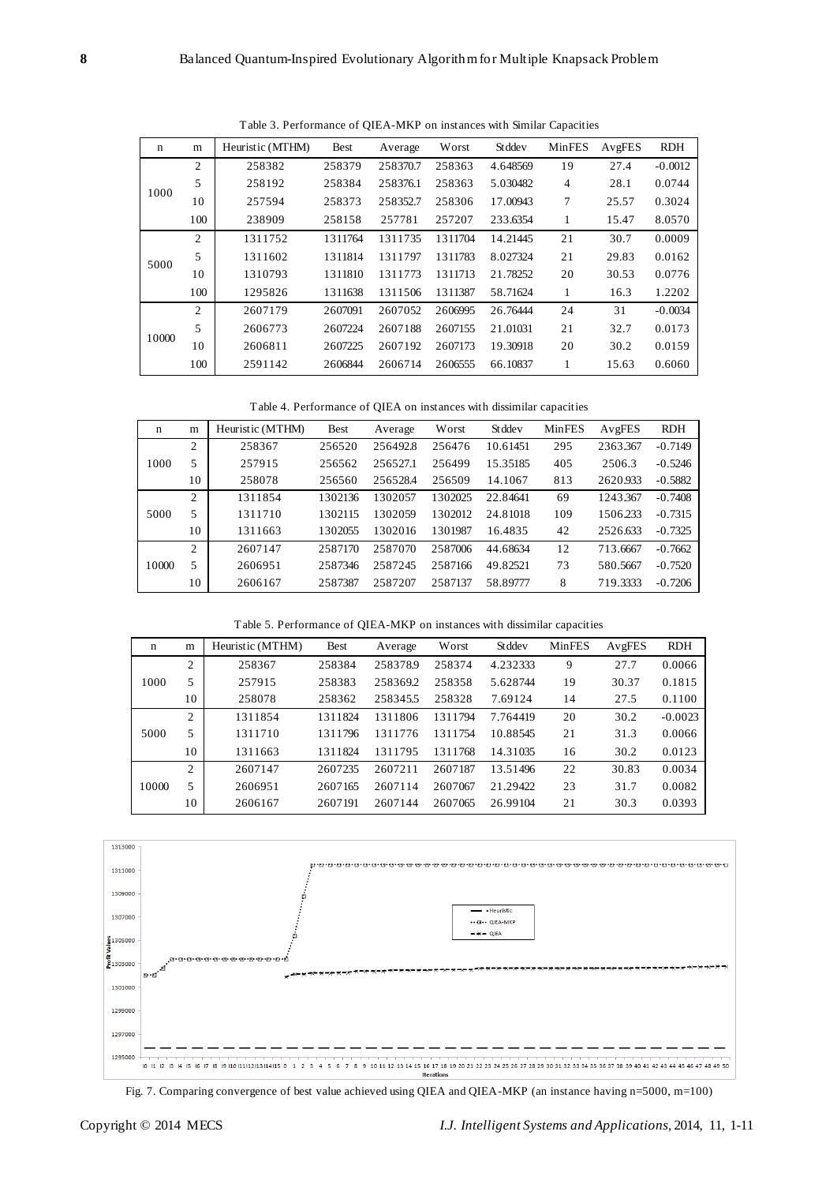Table 3. Performance of QIEA-MKP on instances with Similar Capacities

| n | m | Heuristic (MTHM) | Best | Average | Worst | Stddev | MinFES | AvgFES | RDH |
|---|---|---|---|---|---|---|---|---|---|
| 1000 | 2 | 258382 | 258379 | 258370.7 | 258363 | 4.648569 | 19 | 27.4 | -0.0012 |
| | 5 | 258192 | 258384 | 258376.1 | 258363 | 5.030482 | 4 | 28.1 | 0.0744 |
| | 10 | 257594 | 258373 | 258352.7 | 258306 | 17.00943 | 7 | 25.57 | 0.3024 |
| | 100 | 238909 | 258158 | 257781 | 257207 | 233.6354 | 1 | 15.47 | 8.0570 |
| 5000 | 2 | 1311752 | 1311764 | 1311735 | 1311704 | 14.21445 | 21 | 30.7 | 0.0009 |
| | 5 | 1311602 | 1311814 | 1311797 | 1311783 | 8.027324 | 21 | 29.83 | 0.0162 |
| | 10 | 1310793 | 1311810 | 1311773 | 1311713 | 21.78252 | 20 | 30.53 | 0.0776 |
| | 100 | 1295826 | 1311638 | 1311506 | 1311387 | 58.71624 | 1 | 16.3 | 1.2202 |
| 10000 | 2 | 2607179 | 2607091 | 2607052 | 2606995 | 26.76444 | 24 | 31 | -0.0034 |
| | 5 | 2606773 | 2607224 | 2607188 | 2607155 | 21.01031 | 21 | 32.7 | 0.0173 |
| | 10 | 2606811 | 2607225 | 2607192 | 2607173 | 19.30918 | 20 | 30.2 | 0.0159 |
| | 100 | 2591142 | 2606844 | 2606714 | 2606555 | 66.10837 | 1 | 15.63 | 0.6060 |

Table 4. Performance of QIEA on instances with dissimilar capacities

| n | m | Heuristic (MTHM) | Best | Average | Worst | Stddev | MinFES | AvgFES | RDH |
|---|---|---|---|---|---|---|---|---|---|
| 1000 | 2 | 258367 | 256520 | 256492.8 | 256476 | 10.61451 | 295 | 2363.367 | -0.7149 |
| | 5 | 257915 | 256562 | 256527.1 | 256499 | 15.35185 | 405 | 2506.3 | -0.5246 |
| | 10 | 258078 | 256560 | 256528.4 | 256509 | 14.1067 | 813 | 2620.933 | -0.5882 |
| 5000 | 2 | 1311854 | 1302136 | 1302057 | 1302025 | 22.84641 | 69 | 1243.367 | -0.7408 |
| | 5 | 1311710 | 1302115 | 1302059 | 1302012 | 24.81018 | 109 | 1506.233 | -0.7315 |
| | 10 | 1311663 | 1302055 | 1302016 | 1301987 | 16.4835 | 42 | 2526.633 | -0.7325 |
| 10000 | 2 | 2607147 | 2587170 | 2587070 | 2587006 | 44.68634 | 12 | 713.6667 | -0.7662 |
| | 5 | 2606951 | 2587346 | 2587245 | 2587166 | 49.82521 | 73 | 580.5667 | -0.7520 |
| | 10 | 2606167 | 2587387 | 2587207 | 2587137 | 58.89777 | 8 | 719.3333 | -0.7206 |

Table 5. Performance of QIEA-MKP on instances with dissimilar capacities

| n | m | Heuristic (MTHM) | Best | Average | Worst | Stddev | MinFES | AvgFES | RDH |
|---|---|---|---|---|---|---|---|---|---|
| 1000 | 2 | 258367 | 258384 | 258378.9 | 258374 | 4.232333 | 9 | 27.7 | 0.0066 |
| | 5 | 257915 | 258383 | 258369.2 | 258358 | 5.628744 | 19 | 30.37 | 0.1815 |
| | 10 | 258078 | 258362 | 258345.5 | 258328 | 7.69124 | 14 | 27.5 | 0.1100 |
| 5000 | 2 | 1311854 | 1311824 | 1311806 | 1311794 | 7.764419 | 20 | 30.2 | -0.0023 |
| | 5 | 1311710 | 1311796 | 1311776 | 1311754 | 10.88545 | 21 | 31.3 | 0.0066 |
| | 10 | 1311663 | 1311824 | 1311795 | 1311768 | 14.31035 | 16 | 30.2 | 0.0123 |
| 10000 | 2 | 2607147 | 2607235 | 2607211 | 2607187 | 13.51496 | 22 | 30.83 | 0.0034 |
| | 5 | 2606951 | 2607165 | 2607114 | 2607067 | 21.29422 | 23 | 31.7 | 0.0082 |
| | 10 | 2606167 | 2607191 | 2607144 | 2607065 | 26.99104 | 21 | 30.3 | 0.0393 |

Fig. 7. Comparing convergence of best value achieved using QIEA and QIEA-MKP (an instance having n=5000, m=100)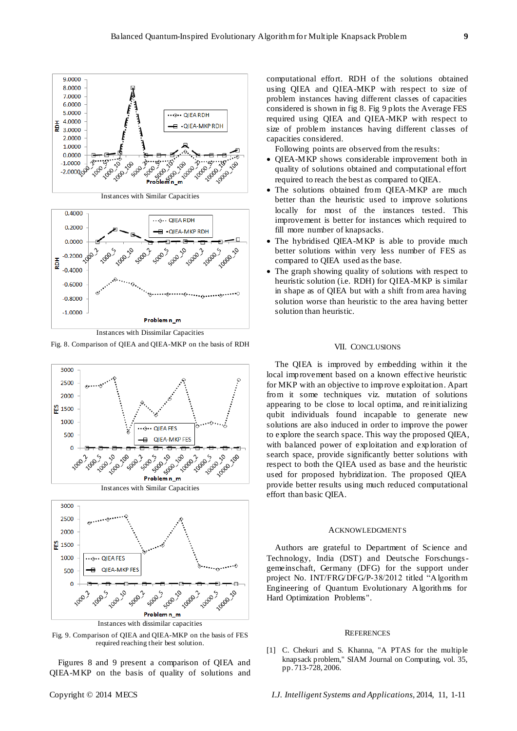Instances with Similar Capacities

Instances with Dissimilar Capacities

Fig. 8. Comparison of QIEA and QIEA-MKP on the basis of RDH

Instances with Similar Capacities

Instances with dissimilar capacities

Fig. 9. Comparison of QIEA and QIEA-MKP on the basis of FES required reaching their best solution.

Figures 8 and 9 present a comparison of QIEA and QIEA-MKP on the basis of quality of solutions and computational effort. RDH of the solutions obtained using QIEA and QIEA-MKP with respect to size of problem instances having different classes of capacities considered is shown in fig 8. Fig 9 plots the Average FES required using QIEA and QIEA-MKP with respect to size of problem instances having different classes of capacities considered.

Following points are observed from the results:

- QIEA-MKP shows considerable improvement both in quality of solutions obtained and computational effort required to reach the best as compared to QIEA.
- The solutions obtained from QIEA-MKP are much better than the heuristic used to improve solutions locally for most of the instances tested. This improvement is better for instances which required to fill more number of knapsacks.
- The hybridised QIEA-MKP is able to provide much better solutions within very less number of FES as compared to QIEA used as the base.
- The graph showing quality of solutions with respect to heuristic solution (i.e. RDH) for QIEA-MKP is similar in shape as of QIEA but with a shift from area having solution worse than heuristic to the area having better solution than heuristic.

## VII. Conclusions

The QIEA is improved by embedding within it the local improvement based on a known effective heuristic for MKP with an objective to improve exploitation. Apart from it some techniques viz. mutation of solutions appearing to be close to local optima, and reinitializing qubit individuals found incapable to generate new solutions are also induced in order to improve the power to explore the search space. This way the proposed QIEA, with balanced power of exploitation and exploration of search space, provide significantly better solutions with respect to both the QIEA used as base and the heuristic used for proposed hybridization. The proposed QIEA provide better results using much reduced computational effort than basic QIEA.

## Acknowledgments

Authors are grateful to Department of Science and Technology, India (DST) and Deutsche Forschungs-gemeinschaft, Germany (DFG) for the support under project No. INT/FRG/DFG/P-38/2012 titled "Algorithm Engineering of Quantum Evolutionary Algorithms for Hard Optimization Problems".

## References

[1] C. Chekuri and S. Khanna, "A PTAS for the multiple knapsack problem," SIAM Journal on Computing, vol. 35, pp. 713-728, 2006.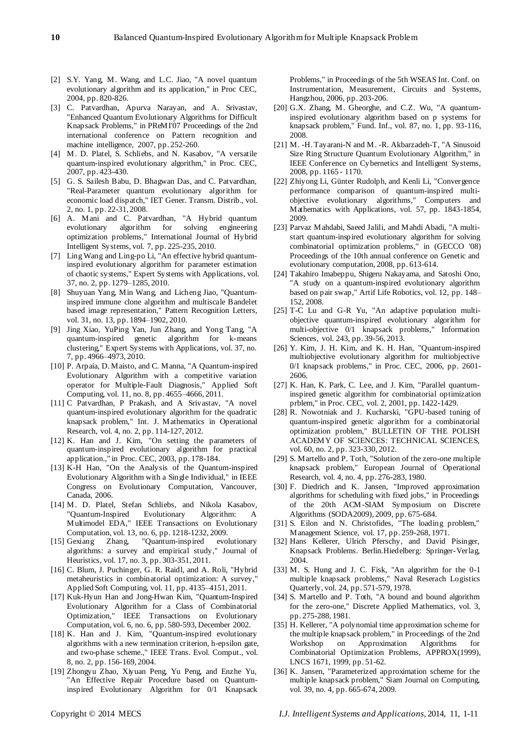[2] S.Y. Yang, M. Wang, and L.C. Jiao, "A novel quantum evolutionary algorithm and its application," in Proc CEC, 2004, pp. 820-826.

[3] C. Patvardhan, Apurva Narayan, and A. Srivastav, "Enhanced Quantum Evolutionary Algorithms for Difficult Knapsack Problems," in PReMI'07 Proceedings of the 2nd international conference on Pattern recognition and machine intelligence, 2007, pp. 252-260.

[4] M. D. Platel, S. Schliebs, and N. Kasabov, "A versatile quantum-inspired evolutionary algorithm," in Proc. CEC, 2007, pp. 423-430.

[5] G. S. Sailesh Babu, D. Bhagwan Das, and C. Patvardhan, "Real-Parameter quantum evolutionary algorithm for economic load dispatch," IET Gener. Transm. Distrib., vol. 2, no. 1, pp. 22-31, 2008.

[6] A. Mani and C. Patvardhan, "A Hybrid quantum evolutionary algorithm for solving engineering optimization problems," International Journal of Hybrid Intelligent Systems, vol. 7, pp. 225-235, 2010.

[7] Ling Wang and Ling-po Li, "An effective hybrid quantum-inspired evolutionary algorithm for parameter estimation of chaotic systems," Expert Systems with Applications, vol. 37, no. 2, pp. 1279–1285, 2010.

[8] Shuyuan Yang, Min Wang, and Licheng Jiao, "Quantum-inspired immune clone algorithm and multiscale Bandelet based image representation," Pattern Recognition Letters, vol. 31, no. 13, pp. 1894–1902, 2010.

[9] Jing Xiao, YuPing Yan, Jun Zhang, and Yong Tang, "A quantum-inspired genetic algorithm for k-means clustering," Expert Systems with Applications, vol. 37, no. 7, pp. 4966–4973, 2010.

[10] P. Arpaia, D. Maisto, and C. Manna, "A Quantum-inspired Evolutionary Algorithm with a competitive variation operator for Multiple-Fault Diagnosis," Applied Soft Computing, vol. 11, no. 8, pp. 4655–4666, 2011.

[11] C Patvardhan, P Prakash, and A Srivastav, "A novel quantum-inspired evolutionary algorithm for the quadratic knapsack problem," Int. J. Mathematics in Operational Research, vol. 4, no. 2, pp. 114-127, 2012.

[12] K. Han and J. Kim, "On setting the parameters of quantum-inspired evolutionary algorithm for practical application.," in Proc. CEC, 2003, pp. 178-184.

[13] K-H Han, "On the Analysis of the Quantum-inspired Evolutionary Algorithm with a Single Individual," in IEEE Congress on Evolutionary Computation, Vancouver, Canada, 2006.

[14] M. D. Platel, Stefan Schliebs, and Nikola Kasabov, "Quantum-Inspired Evolutionary Algorithm: A Multimodel EDA," IEEE Transactions on Evolutionary Computation, vol. 13, no. 6, pp. 1218-1232, 2009.

[15] Gexiang Zhang, "Quantum-inspired evolutionary algorithms: a survey and empirical study," Journal of Heuristics, vol. 17, no. 3, pp. 303-351, 2011.

[16] C. Blum, J. Puchinger, G. R. Raidl, and A. Roli, "Hybrid metaheuristics in combinatorial optimization: A survey," Applied Soft Computing, vol. 11, pp. 4135–4151, 2011.

[17] Kuk-Hyun Han and Jong-Hwan Kim, "Quantum-Inspired Evolutionary Algorithm for a Class of Combinatorial Optimization," IEEE Transactions on Evolutionary Computation, vol. 6, no. 6, pp. 580-593, December 2002.

[18] K. Han and J. Kim, "Quantum-inspired evolutionary algorithms with a new termination criterion, h-epsilon gate, and two-phase scheme.," IEEE Trans. Evol. Comput., vol. 8, no. 2, pp. 156-169, 2004.

[19] Zhongyu Zhao, Xiyuan Peng, Yu Peng, and Enzhe Yu, "An Effective Repair Procedure based on Quantum-inspired Evolutionary Algorithm for 0/1 Knapsack Problems," in Proceedings of the 5th WSEAS Int. Conf. on Instrumentation, Measurement, Circuits and Systems, Hangzhou, 2006, pp. 203-206.

[20] G.X. Zhang, M. Gheorghe, and C.Z. Wu, "A quantum-inspired evolutionary algorithm based on p systems for knapsack problem," Fund. Inf., vol. 87, no. 1, pp. 93-116, 2008.

[21] M. -H. Tayarani-N and M. -R. Akbarzadeh-T, "A Sinusoid Size Ring Structure Quantum Evolutionary Algorithm," in IEEE Conference on Cybernetics and Intelligent Systems, 2008, pp. 1165 - 1170.

[22] Zhiyong Li, Günter Rudolph, and Kenli Li, "Convergence performance comparison of quantum-inspired multi-objective evolutionary algorithms," Computers and Mathematics with Applications, vol. 57, pp. 1843-1854, 2009.

[23] Parvaz Mahdabi, Saeed Jalili, and Mahdi Abadi, "A multi-start quantum-inspired evolutionary algorithm for solving combinatorial optimization problems," in (GECCO '08) Proceedings of the 10th annual conference on Genetic and evolutionary computation, 2008, pp. 613-614.

[24] Takahiro Imabeppu, Shigeru Nakayama, and Satoshi Ono, "A study on a quantum-inspired evolutionary algorithm based on pair swap," Artif Life Robotics, vol. 12, pp. 148–152, 2008.

[25] T-C Lu and G-R Yu, "An adaptive population multi-objective quantum-inspired evolutionary algorithm for multi-objective 0/1 knapsack problems," Information Sciences, vol. 243, pp. 39-56, 2013.

[26] Y. Kim, J. H. Kim, and K. H. Han, "Quantum-inspired multiobjective evolutionary algorithm for multiobjective 0/1 knapsack problems," in Proc. CEC, 2006, pp. 2601-2606.

[27] K. Han, K. Park, C. Lee, and J. Kim, "Parallel quantum-inspired genetic algorithm for combinatorial optimization prblem," in Proc. CEC, vol. 2, 2001, pp. 1422-1429.

[28] R. Nowotniak and J. Kucharski, "GPU-based tuning of quantum-inspired genetic algorithm for a combinatorial optimization problem," BULLETIN OF THE POLISH ACADEMY OF SCIENCES: TECHNICAL SCIENCES, vol. 60, no. 2, pp. 323-330, 2012.

[29] S. Martello and P. Toth, "Solution of the zero-one multiple knapsack problem," European Journal of Operational Research, vol. 4, no. 4, pp. 276-283, 1980.

[30] F. Diedrich and K. Jansen, "Improved approximation algorithms for scheduling with fixed jobs," in Proceedings of the 20th ACM-SIAM Symposium on Discrete Algorithms (SODA2009), 2009, pp. 675-684.

[31] S. Eilon and N. Christofides, "The loading problem," Management Science, vol. 17, pp. 259-268, 1971.

[32] Hans Kellerer, Ulrich Pferschy, and David Pisinger, Knapsack Problems. Berlin.Hiedelberg: Springer-Verlag, 2004.

[33] M. S. Hung and J. C. Fisk, "An algorithm for the 0-1 multiple knapsack problems," Naval Reserach Logistics Quarterly, vol. 24, pp. 571-579, 1978.

[34] S. Martello and P. Toth, "A bound and bound algorithm for the zero-one," Discrete Applied Mathematics, vol. 3, pp. 275-288, 1981.

[35] H. Kellerer, "A polynomial time approximation scheme for the multiple knapsack problem," in Proceedings of the 2nd Workshop on Approximation Algorithms for Combinatorial Optimization Problems, APPROX(1999), LNCS 1671, 1999, pp. 51-62.

[36] K. Jansen, "Parameterized approximation scheme for the multiple knapsack problem," Siam Journal on Computing, vol. 39, no. 4, pp. 665-674, 2009.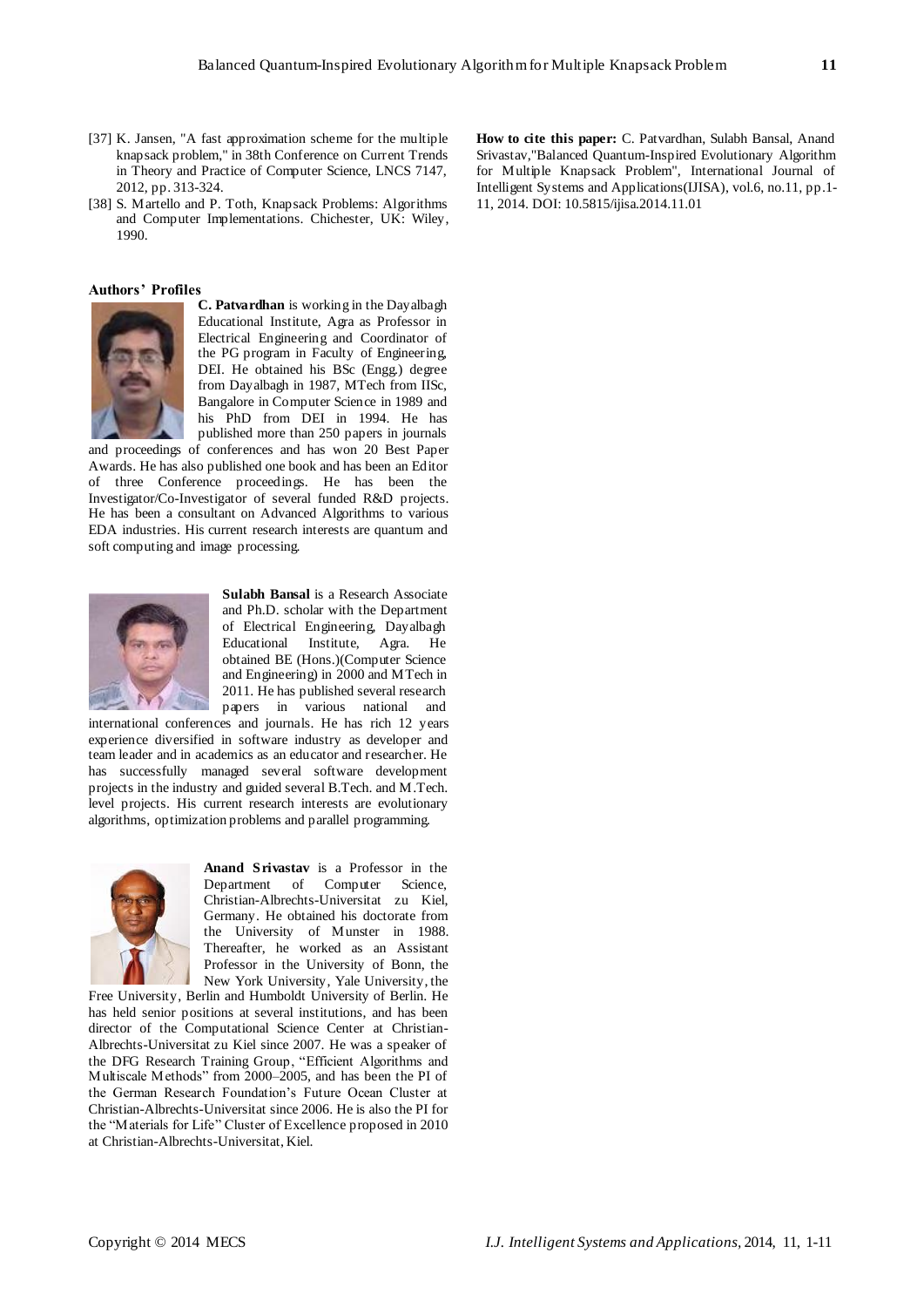[37] K. Jansen, "A fast approximation scheme for the multiple knapsack problem," in 38th Conference on Current Trends in Theory and Practice of Computer Science, LNCS 7147, 2012, pp. 313-324.

[38] S. Martello and P. Toth, Knapsack Problems: Algorithms and Computer Implementations. Chichester, UK: Wiley, 1990.

## Authors' Profiles

**C. Patvardhan** is working in the Dayalbagh Educational Institute, Agra as Professor in Electrical Engineering and Coordinator of the PG program in Faculty of Engineering, DEI. He obtained his BSc (Engg.) degree from Dayalbagh in 1987, MTech from IISc, Bangalore in Computer Science in 1989 and his PhD from DEI in 1994. He has published more than 250 papers in journals and proceedings of conferences and has won 20 Best Paper Awards. He has also published one book and has been an Editor of three Conference proceedings. He has been the Investigator/Co-Investigator of several funded R&D projects. He has been a consultant on Advanced Algorithms to various EDA industries. His current research interests are quantum and soft computing and image processing.

**Sulabh Bansal** is a Research Associate and Ph.D. scholar with the Department of Electrical Engineering, Dayalbagh Educational Institute, Agra. He obtained BE (Hons.)(Computer Science and Engineering) in 2000 and MTech in 2011. He has published several research papers in various national and international conferences and journals. He has rich 12 years experience diversified in software industry as developer and team leader and in academics as an educator and researcher. He has successfully managed several software development projects in the industry and guided several B.Tech. and M.Tech. level projects. His current research interests are evolutionary algorithms, optimization problems and parallel programming.

**Anand Srivastav** is a Professor in the Department of Computer Science, Christian-Albrechts-Universitat zu Kiel, Germany. He obtained his doctorate from the University of Munster in 1988. Thereafter, he worked as an Assistant Professor in the University of Bonn, the New York University, Yale University, the Free University, Berlin and Humboldt University of Berlin. He has held senior positions at several institutions, and has been director of the Computational Science Center at Christian-Albrechts-Universitat zu Kiel since 2007. He was a speaker of the DFG Research Training Group, "Efficient Algorithms and Multiscale Methods" from 2000–2005, and has been the PI of the German Research Foundation's Future Ocean Cluster at Christian-Albrechts-Universitat since 2006. He is also the PI for the "Materials for Life" Cluster of Excellence proposed in 2010 at Christian-Albrechts-Universitat, Kiel.

**How to cite this paper:** C. Patvardhan, Sulabh Bansal, Anand Srivastav,"Balanced Quantum-Inspired Evolutionary Algorithm for Multiple Knapsack Problem", International Journal of Intelligent Systems and Applications(IJISA), vol.6, no.11, pp.1-11, 2014. DOI: 10.5815/ijisa.2014.11.01